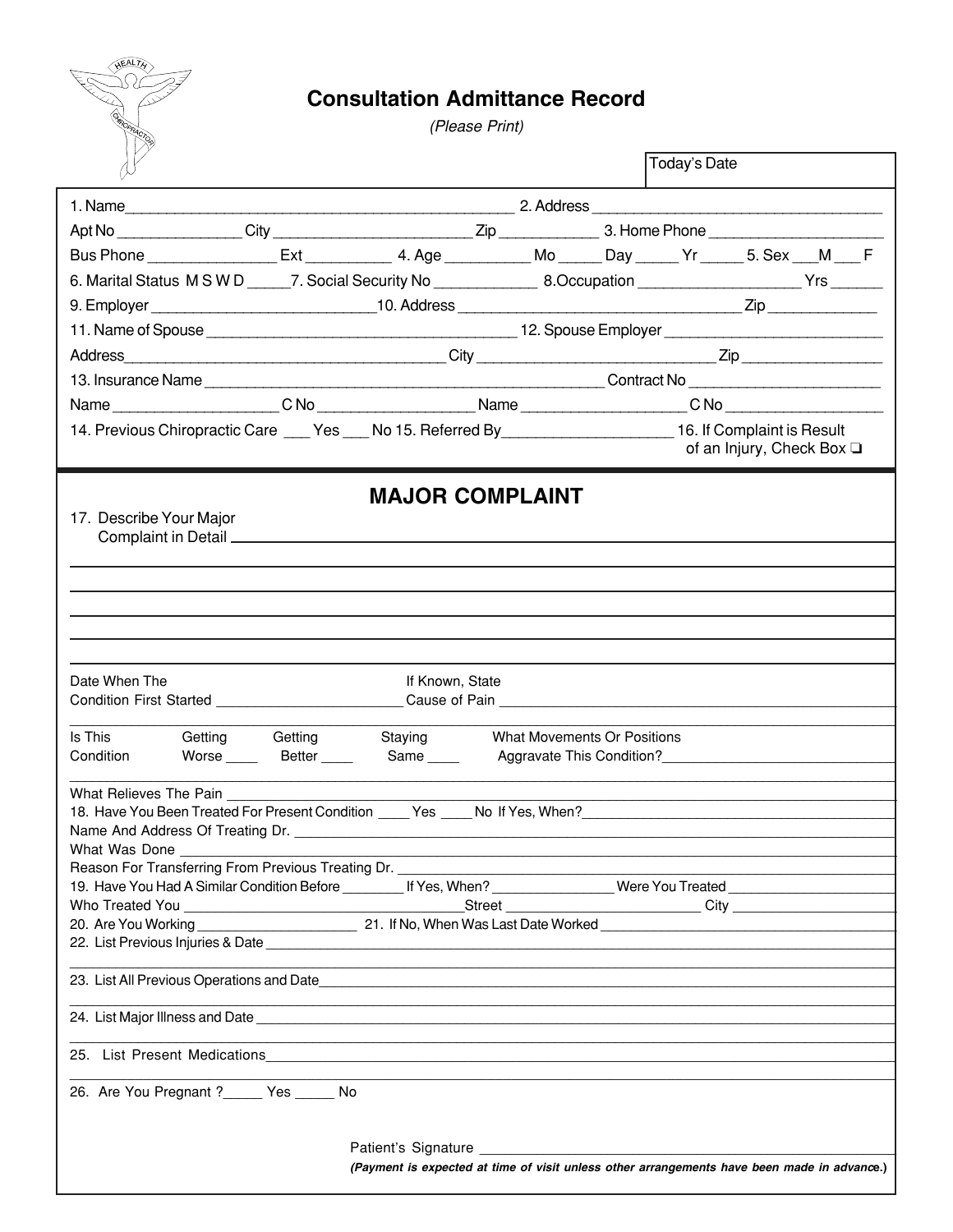# Consultation Admittance Record

*(Please Print)*

Today's Date

1. Name_______________________________________________ 2. Address ___________________________________

Apt No _______________ City ________________________ Zip ____________ 3. Home Phone _____________________

Bus Phone _______________ Ext __________ 4. Age __________ Mo _____ Day _____ Yr _____ 5. Sex ___M ___ F

6. Marital Status M S W D _____7. Social Security No ____________ 8.Occupation ___________________ Yrs ______

9. Employer ___________________________10. Address __________________________________ Zip _____________

11. Name of Spouse _____________________________________ 12. Spouse Employer __________________________

Address_______________________________________ City _____________________________ Zip _________________

13. Insurance Name __________________________________________________ Contract No _______________________

Name ___________________ C No __________________ Name ___________________ C No __________________

14. Previous Chiropractic Care ___ Yes ___ No 15. Referred By____________________ 16. If Complaint is Result of an Injury, Check Box ❑

## MAJOR COMPLAINT

17. Describe Your Major Complaint in Detail ____________________________________________________________

Date When The Condition First Started ________________________ If Known, State Cause of Pain ______________________

Is This Condition Getting Worse ____ Getting Better ____ Staying Same ____ What Movements Or Positions Aggravate This Condition?___________________

What Relieves The Pain ______________________________________________________________

18. Have You Been Treated For Present Condition ____ Yes ____ No If Yes, When?_________________________

Name And Address Of Treating Dr. ______________________________________________________________

What Was Done ______________________________________________________________

Reason For Transferring From Previous Treating Dr. ______________________________________________

19. Have You Had A Similar Condition Before ________ If Yes, When? ________________ Were You Treated ____________________

Who Treated You __________________________________Street _________________________ City __________________

20. Are You Working ______________________ 21. If No, When Was Last Date Worked _______________________________

22. List Previous Injuries & Date ______________________________________________________________

23. List All Previous Operations and Date______________________________________________________

24. List Major Illness and Date ______________________________________________________________

25. List Present Medications______________________________________________________________

26. Are You Pregnant ?_____ Yes _____ No

Patient's Signature ______________________________________

***(Payment is expected at time of visit unless other arrangements have been made in advance.)***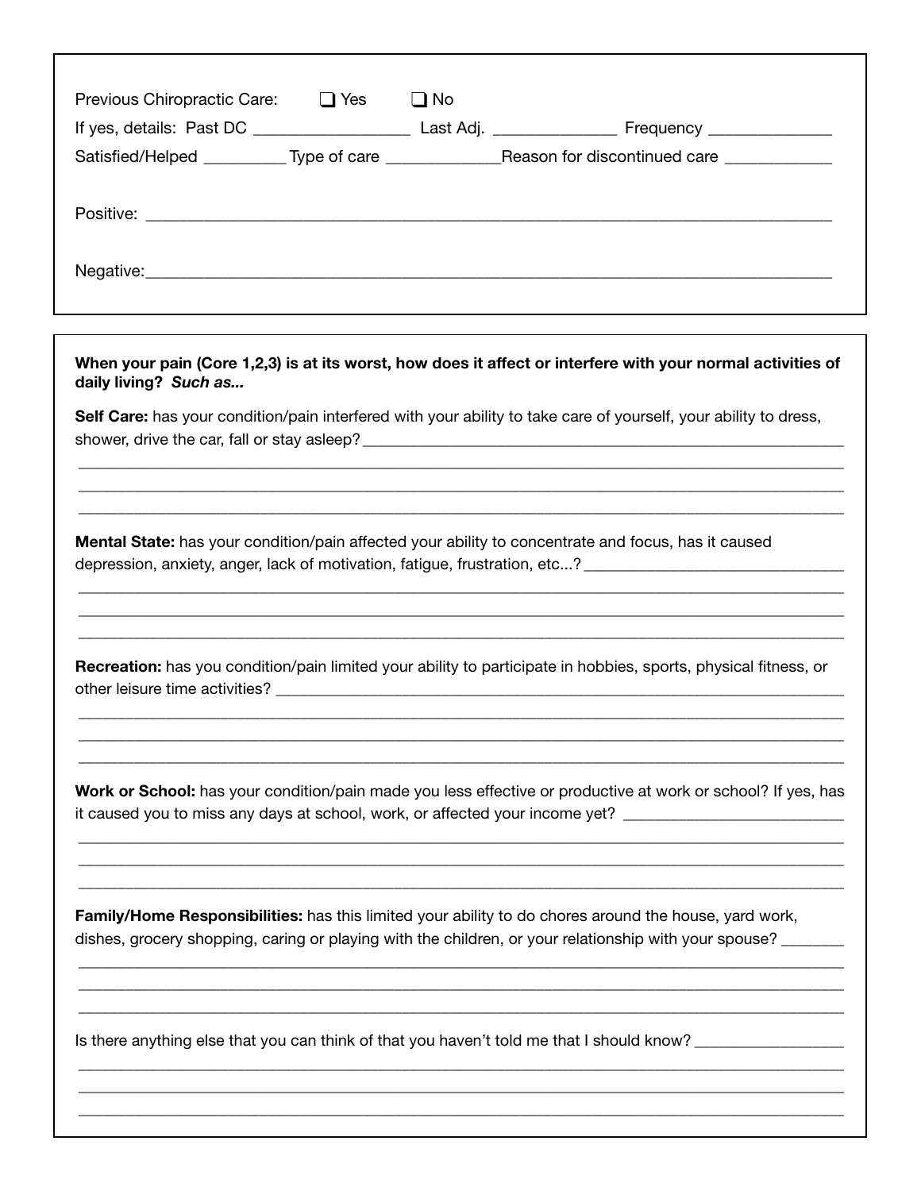Previous Chiropractic Care: ❑ Yes ❑ No

If yes, details: Past DC __________________ Last Adj. ______________ Frequency ______________

Satisfied/Helped _________ Type of care _____________Reason for discontinued care ____________

Positive: ________________________________________________________________________________

Negative:________________________________________________________________________________

**When your pain (Core 1,2,3) is at its worst, how does it affect or interfere with your normal activities of daily living?** ***Such as...***

**Self Care:** has your condition/pain interfered with your ability to take care of yourself, your ability to dress, shower, drive the car, fall or stay asleep? ____________________________________________________________

__________________________________________________________________________________________

__________________________________________________________________________________________

__________________________________________________________________________________________

**Mental State:** has your condition/pain affected your ability to concentrate and focus, has it caused depression, anxiety, anger, lack of motivation, fatigue, frustration, etc...? _______________________________

__________________________________________________________________________________________

__________________________________________________________________________________________

__________________________________________________________________________________________

**Recreation:** has you condition/pain limited your ability to participate in hobbies, sports, physical fitness, or other leisure time activities? _____________________________________________________________________

__________________________________________________________________________________________

__________________________________________________________________________________________

__________________________________________________________________________________________

**Work or School:** has your condition/pain made you less effective or productive at work or school? If yes, has it caused you to miss any days at school, work, or affected your income yet? __________________________

__________________________________________________________________________________________

__________________________________________________________________________________________

__________________________________________________________________________________________

**Family/Home Responsibilities:** has this limited your ability to do chores around the house, yard work, dishes, grocery shopping, caring or playing with the children, or your relationship with your spouse? _______

__________________________________________________________________________________________

__________________________________________________________________________________________

__________________________________________________________________________________________

Is there anything else that you can think of that you haven't told me that I should know? _________________

__________________________________________________________________________________________

__________________________________________________________________________________________

__________________________________________________________________________________________